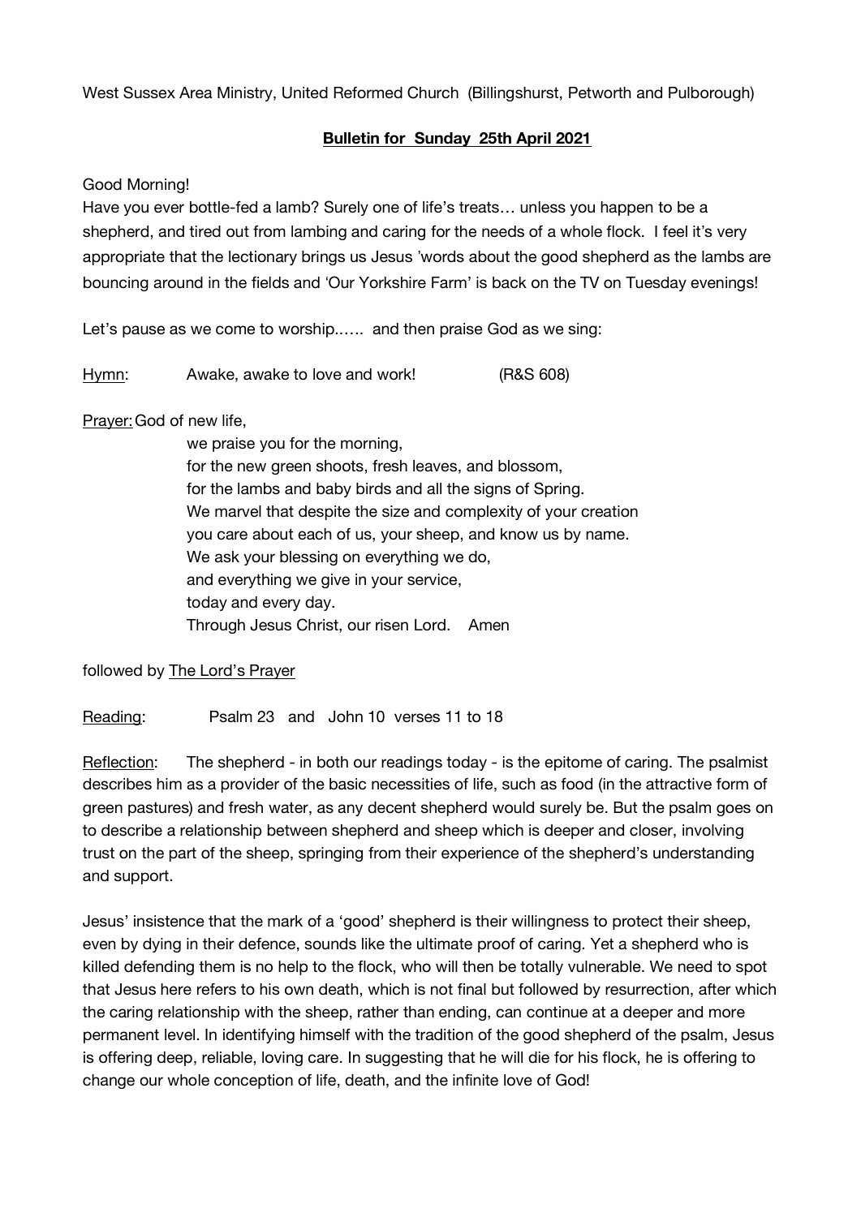West Sussex Area Ministry, United Reformed Church (Billingshurst, Petworth and Pulborough)

**<u>Bulletin for Sunday 25th April 2021</u>**

Good Morning!
Have you ever bottle-fed a lamb? Surely one of life's treats… unless you happen to be a shepherd, and tired out from lambing and caring for the needs of a whole flock. I feel it's very appropriate that the lectionary brings us Jesus 'words about the good shepherd as the lambs are bouncing around in the fields and 'Our Yorkshire Farm' is back on the TV on Tuesday evenings!

Let's pause as we come to worship.….. and then praise God as we sing:

<u>Hymn</u>: Awake, awake to love and work! (R&S 608)

<u>Prayer:</u> God of new life,
we praise you for the morning,
for the new green shoots, fresh leaves, and blossom,
for the lambs and baby birds and all the signs of Spring.
We marvel that despite the size and complexity of your creation
you care about each of us, your sheep, and know us by name.
We ask your blessing on everything we do,
and everything we give in your service,
today and every day.
Through Jesus Christ, our risen Lord. Amen

followed by <u>The Lord's Prayer</u>

<u>Reading</u>: Psalm 23 and John 10 verses 11 to 18

<u>Reflection</u>: The shepherd - in both our readings today - is the epitome of caring. The psalmist describes him as a provider of the basic necessities of life, such as food (in the attractive form of green pastures) and fresh water, as any decent shepherd would surely be. But the psalm goes on to describe a relationship between shepherd and sheep which is deeper and closer, involving trust on the part of the sheep, springing from their experience of the shepherd's understanding and support.

Jesus' insistence that the mark of a 'good' shepherd is their willingness to protect their sheep, even by dying in their defence, sounds like the ultimate proof of caring. Yet a shepherd who is killed defending them is no help to the flock, who will then be totally vulnerable. We need to spot that Jesus here refers to his own death, which is not final but followed by resurrection, after which the caring relationship with the sheep, rather than ending, can continue at a deeper and more permanent level. In identifying himself with the tradition of the good shepherd of the psalm, Jesus is offering deep, reliable, loving care. In suggesting that he will die for his flock, he is offering to change our whole conception of life, death, and the infinite love of God!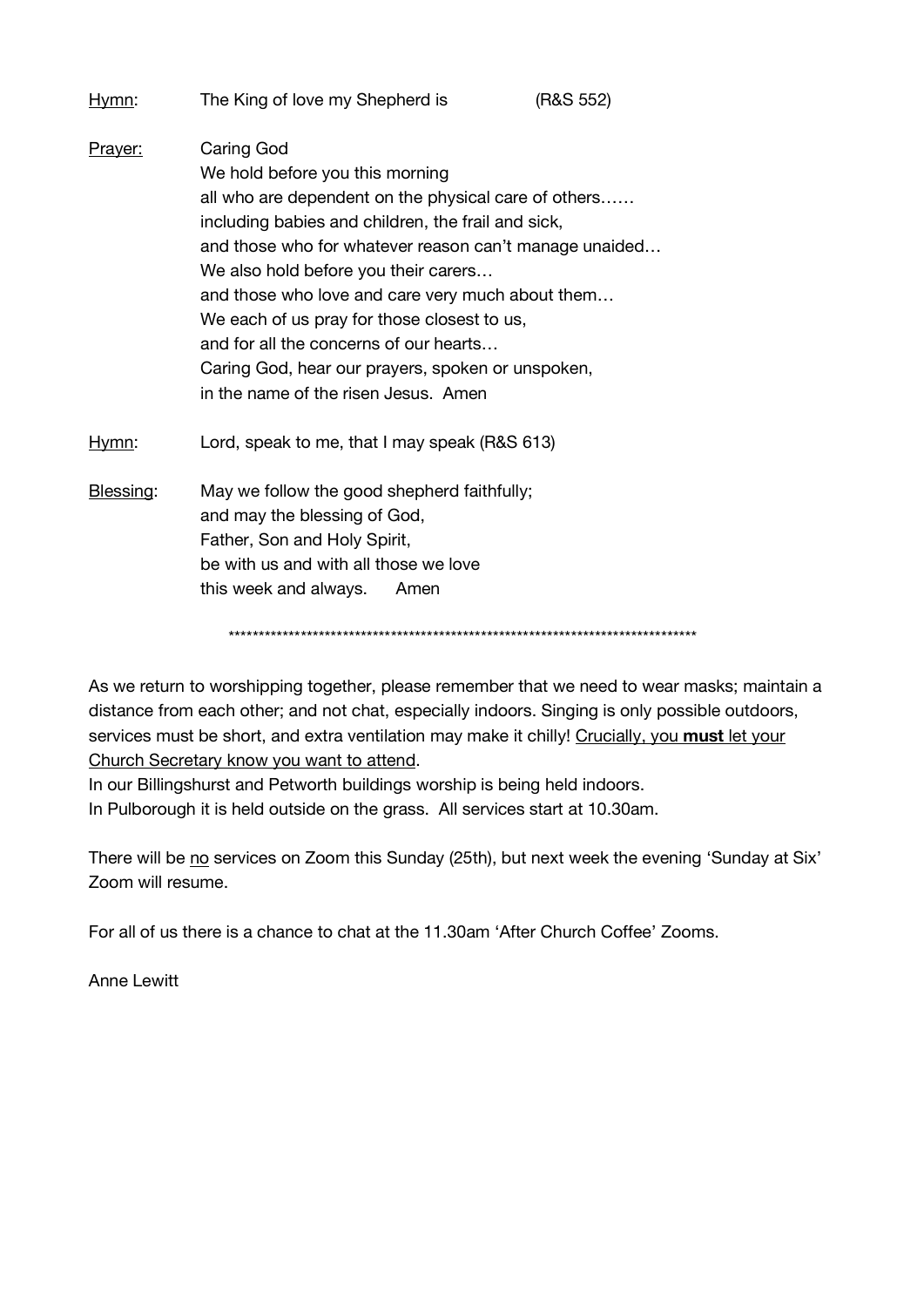Hymn: The King of love my Shepherd is (R&S 552)

Prayer: Caring God
We hold before you this morning
all who are dependent on the physical care of others……
including babies and children, the frail and sick,
and those who for whatever reason can't manage unaided…
We also hold before you their carers…
and those who love and care very much about them…
We each of us pray for those closest to us,
and for all the concerns of our hearts…
Caring God, hear our prayers, spoken or unspoken,
in the name of the risen Jesus. Amen

Hymn: Lord, speak to me, that I may speak (R&S 613)

Blessing: May we follow the good shepherd faithfully;
and may the blessing of God,
Father, Son and Holy Spirit,
be with us and with all those we love
this week and always. Amen

*******************************************************************************

As we return to worshipping together, please remember that we need to wear masks; maintain a distance from each other; and not chat, especially indoors. Singing is only possible outdoors, services must be short, and extra ventilation may make it chilly! Crucially, you **must** let your Church Secretary know you want to attend.
In our Billingshurst and Petworth buildings worship is being held indoors.
In Pulborough it is held outside on the grass. All services start at 10.30am.

There will be no services on Zoom this Sunday (25th), but next week the evening 'Sunday at Six' Zoom will resume.

For all of us there is a chance to chat at the 11.30am 'After Church Coffee' Zooms.

Anne Lewitt